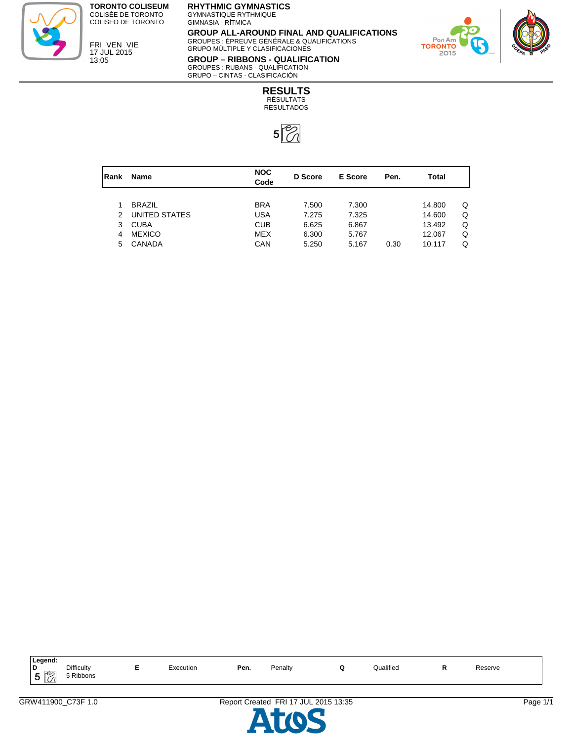**TORONTO COLISEUM**
COLISÉE DE TORONTO
COLISEO DE TORONTO

FRI VEN VIE
17 JUL 2015
13:05

**RHYTHMIC GYMNASTICS**
GYMNASTIQUE RYTHMIQUE
GIMNASIA - RÍTMICA

**GROUP ALL-AROUND FINAL AND QUALIFICATIONS**
GROUPES : ÉPREUVE GÉNÉRALE & QUALIFICATIONS
GRUPO MÚLTIPLE Y CLASIFICACIONES

**GROUP – RIBBONS - QUALIFICATION**
GROUPES : RUBANS - QUALIFICATION
GRUPO – CINTAS - CLASIFICACIÓN

# RESULTS
RÉSULTATS
RESULTADOS

5

| Rank | Name | NOC Code | D Score | E Score | Pen. | Total | |
|---|---|---|---|---|---|---|---|
| 1 | BRAZIL | BRA | 7.500 | 7.300 | | 14.800 | Q |
| 2 | UNITED STATES | USA | 7.275 | 7.325 | | 14.600 | Q |
| 3 | CUBA | CUB | 6.625 | 6.867 | | 13.492 | Q |
| 4 | MEXICO | MEX | 6.300 | 5.767 | | 12.067 | Q |
| 5 | CANADA | CAN | 5.250 | 5.167 | 0.30 | 10.117 | Q |

**Legend:**

| | | | | | |
|---|---|---|---|---|---|
| **D** 5 | Difficulty 5 Ribbons | **E** | Execution | **Pen.** | Penalty |
| **Q** | Qualified | **R** | Reserve | | |

GRW411900_C73F 1.0 Report Created FRI 17 JUL 2015 13:35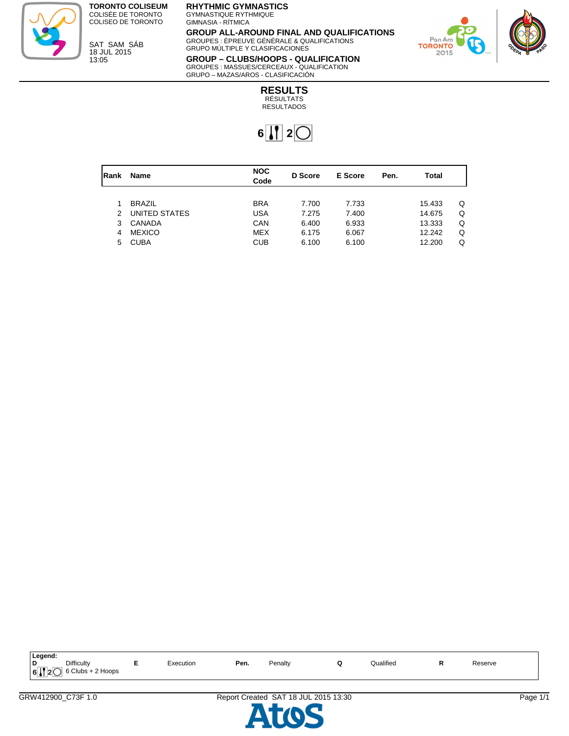**TORONTO COLISEUM**
COLISÉE DE TORONTO
COLISEO DE TORONTO

SAT SAM SÁB
18 JUL 2015
13:05

**RHYTHMIC GYMNASTICS**
GYMNASTIQUE RYTHMIQUE
GIMNASIA - RÍTMICA

**GROUP ALL-AROUND FINAL AND QUALIFICATIONS**
GROUPES : ÉPREUVE GÉNÉRALE & QUALIFICATIONS
GRUPO MÚLTIPLE Y CLASIFICACIONES

**GROUP – CLUBS/HOOPS - QUALIFICATION**
GROUPES : MASSUES/CERCEAUX - QUALIFICATION
GRUPO – MAZAS/AROS - CLASIFICACIÓN

# RESULTS
RÉSULTATS
RESULTADOS

6 2

| Rank | Name | NOC Code | D Score | E Score | Pen. | Total | |
|---|---|---|---|---|---|---|---|
| 1 | BRAZIL | BRA | 7.700 | 7.733 | | 15.433 | Q |
| 2 | UNITED STATES | USA | 7.275 | 7.400 | | 14.675 | Q |
| 3 | CANADA | CAN | 6.400 | 6.933 | | 13.333 | Q |
| 4 | MEXICO | MEX | 6.175 | 6.067 | | 12.242 | Q |
| 5 | CUBA | CUB | 6.100 | 6.100 | | 12.200 | Q |

**Legend:**

| | | | | | | | | | |
|---|---|---|---|---|---|---|---|---|---|
| **D** | Difficulty | **E** | Execution | **Pen.** | Penalty | **Q** | Qualified | **R** | Reserve |
| 6 2 | 6 Clubs + 2 Hoops | | | | | | | | |

GRW412900_C73F 1.0 — Report Created SAT 18 JUL 2015 13:30